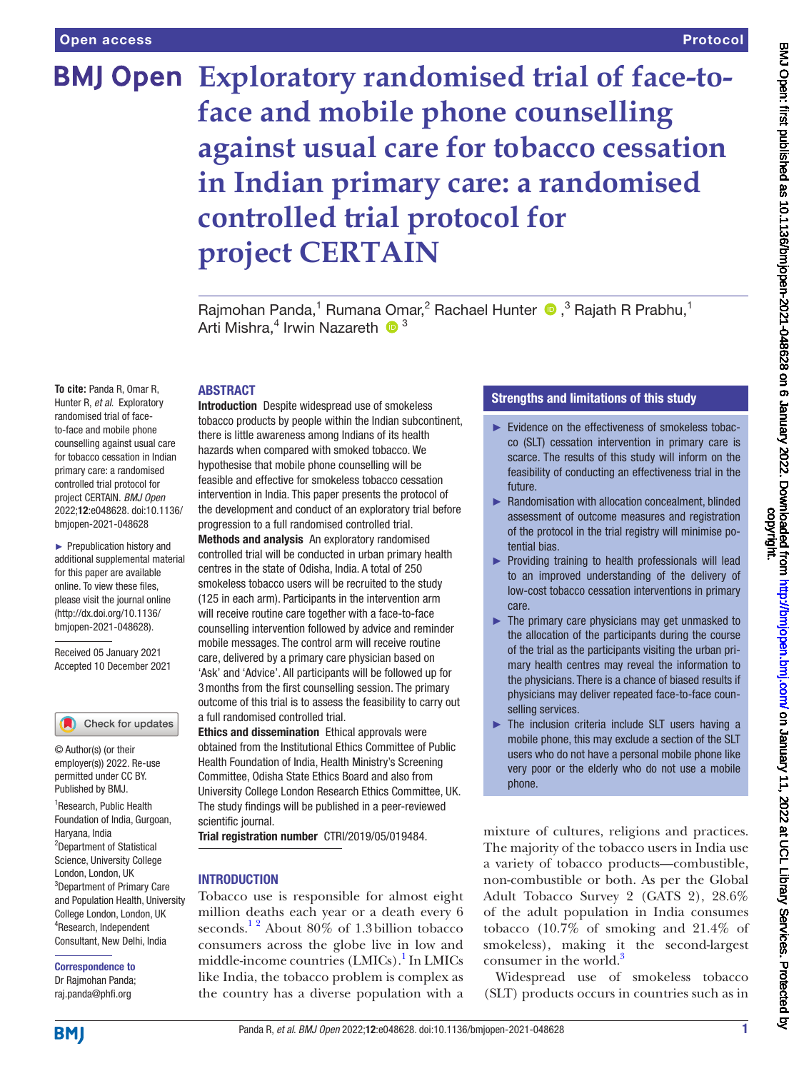Open access

Protocol

# Exploratory randomised trial of face-to-face and mobile phone counselling against usual care for tobacco cessation in Indian primary care: a randomised controlled trial protocol for project CERTAIN

Rajmohan Panda,[1] Rumana Omar,[2] Rachael Hunter,[3] Rajath R Prabhu,[1] Arti Mishra,[4] Irwin Nazareth[3]

**To cite:** Panda R, Omar R, Hunter R, *et al*. Exploratory randomised trial of face-to-face and mobile phone counselling against usual care for tobacco cessation in Indian primary care: a randomised controlled trial protocol for project CERTAIN. *BMJ Open* 2022;**12**:e048628. doi:10.1136/bmjopen-2021-048628

► Prepublication history and additional supplemental material for this paper are available online. To view these files, please visit the journal online (http://dx.doi.org/10.1136/bmjopen-2021-048628).

Received 05 January 2021
Accepted 10 December 2021

© Author(s) (or their employer(s)) 2022. Re-use permitted under CC BY. Published by BMJ.

[1]Research, Public Health Foundation of India, Gurgoan, Haryana, India
[2]Department of Statistical Science, University College London, London, UK
[3]Department of Primary Care and Population Health, University College London, London, UK
[4]Research, Independent Consultant, New Delhi, India

**Correspondence to**
Dr Rajmohan Panda; raj.panda@phfi.org

## ABSTRACT

**Introduction** Despite widespread use of smokeless tobacco products by people within the Indian subcontinent, there is little awareness among Indians of its health hazards when compared with smoked tobacco. We hypothesise that mobile phone counselling will be feasible and effective for smokeless tobacco cessation intervention in India. This paper presents the protocol of the development and conduct of an exploratory trial before progression to a full randomised controlled trial.

**Methods and analysis** An exploratory randomised controlled trial will be conducted in urban primary health centres in the state of Odisha, India. A total of 250 smokeless tobacco users will be recruited to the study (125 in each arm). Participants in the intervention arm will receive routine care together with a face-to-face counselling intervention followed by advice and reminder mobile messages. The control arm will receive routine care, delivered by a primary care physician based on 'Ask' and 'Advice'. All participants will be followed up for 3 months from the first counselling session. The primary outcome of this trial is to assess the feasibility to carry out a full randomised controlled trial.

**Ethics and dissemination** Ethical approvals were obtained from the Institutional Ethics Committee of Public Health Foundation of India, Health Ministry's Screening Committee, Odisha State Ethics Board and also from University College London Research Ethics Committee, UK. The study findings will be published in a peer-reviewed scientific journal.

**Trial registration number** CTRI/2019/05/019484.

## Strengths and limitations of this study

- Evidence on the effectiveness of smokeless tobacco (SLT) cessation intervention in primary care is scarce. The results of this study will inform on the feasibility of conducting an effectiveness trial in the future.
- Randomisation with allocation concealment, blinded assessment of outcome measures and registration of the protocol in the trial registry will minimise potential bias.
- Providing training to health professionals will lead to an improved understanding of the delivery of low-cost tobacco cessation interventions in primary care.
- The primary care physicians may get unmasked to the allocation of the participants during the course of the trial as the participants visiting the urban primary health centres may reveal the information to the physicians. There is a chance of biased results if physicians may deliver repeated face-to-face counselling services.
- The inclusion criteria include SLT users having a mobile phone, this may exclude a section of the SLT users who do not have a personal mobile phone like very poor or the elderly who do not use a mobile phone.

## INTRODUCTION

Tobacco use is responsible for almost eight million deaths each year or a death every 6 seconds.[1,2] About 80% of 1.3 billion tobacco consumers across the globe live in low and middle-income countries (LMICs).[1] In LMICs like India, the tobacco problem is complex as the country has a diverse population with a mixture of cultures, religions and practices. The majority of the tobacco users in India use a variety of tobacco products—combustible, non-combustible or both. As per the Global Adult Tobacco Survey 2 (GATS 2), 28.6% of the adult population in India consumes tobacco (10.7% of smoking and 21.4% of smokeless), making it the second-largest consumer in the world.[3]

Widespread use of smokeless tobacco (SLT) products occurs in countries such as in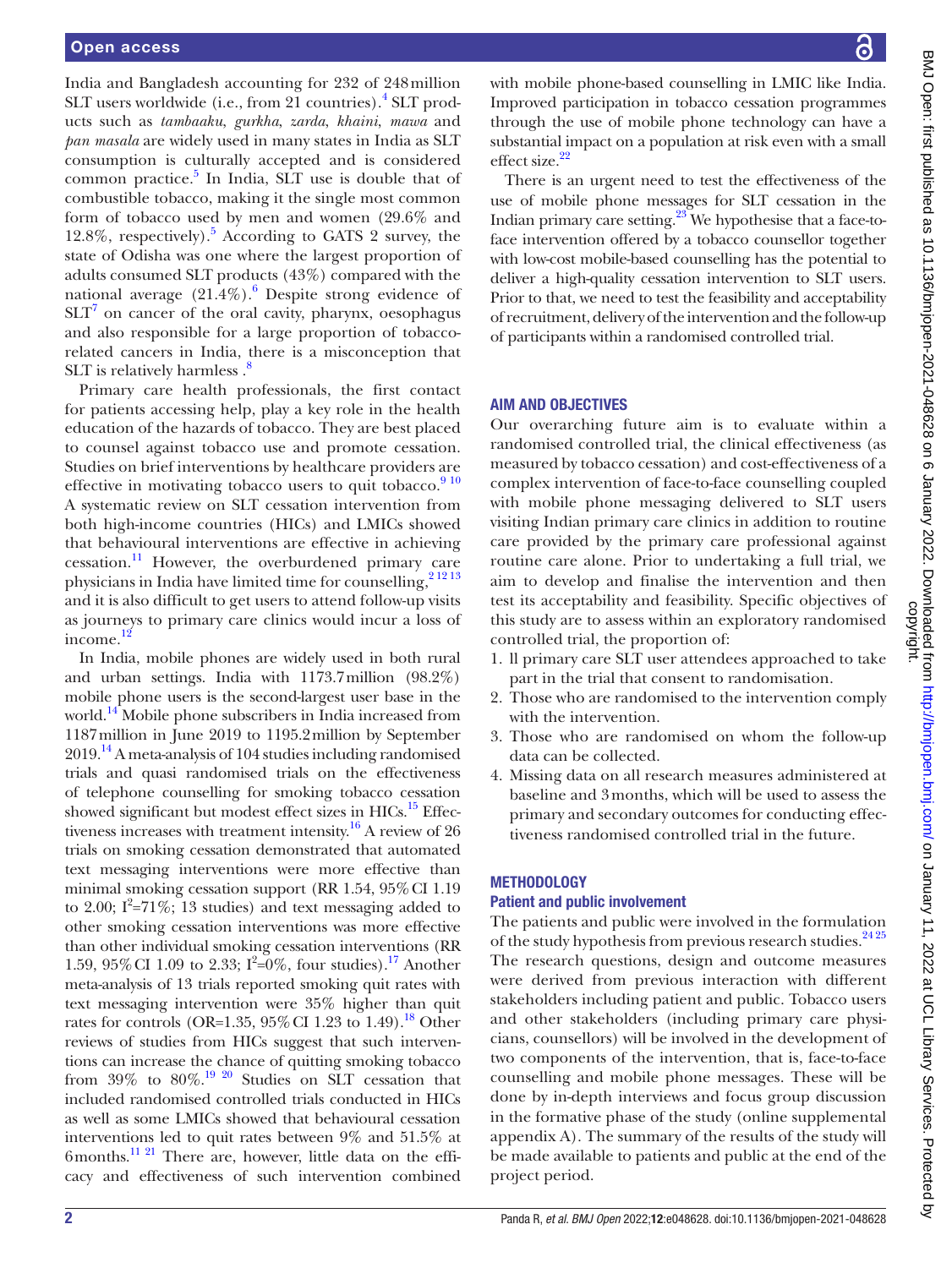India and Bangladesh accounting for 232 of 248 million SLT users worldwide (i.e., from 21 countries).[4] SLT products such as *tambaaku*, *gurkha*, *zarda*, *khaini*, *mawa* and *pan masala* are widely used in many states in India as SLT consumption is culturally accepted and is considered common practice.[5] In India, SLT use is double that of combustible tobacco, making it the single most common form of tobacco used by men and women (29.6% and 12.8%, respectively).[5] According to GATS 2 survey, the state of Odisha was one where the largest proportion of adults consumed SLT products (43%) compared with the national average (21.4%).[6] Despite strong evidence of SLT[7] on cancer of the oral cavity, pharynx, oesophagus and also responsible for a large proportion of tobacco-related cancers in India, there is a misconception that SLT is relatively harmless .[8]

Primary care health professionals, the first contact for patients accessing help, play a key role in the health education of the hazards of tobacco. They are best placed to counsel against tobacco use and promote cessation. Studies on brief interventions by healthcare providers are effective in motivating tobacco users to quit tobacco.[9 10] A systematic review on SLT cessation intervention from both high-income countries (HICs) and LMICs showed that behavioural interventions are effective in achieving cessation.[11] However, the overburdened primary care physicians in India have limited time for counselling,[2 12 13] and it is also difficult to get users to attend follow-up visits as journeys to primary care clinics would incur a loss of income.[12]

In India, mobile phones are widely used in both rural and urban settings. India with 1173.7 million (98.2%) mobile phone users is the second-largest user base in the world.[14] Mobile phone subscribers in India increased from 1187 million in June 2019 to 1195.2 million by September 2019.[14] A meta-analysis of 104 studies including randomised trials and quasi randomised trials on the effectiveness of telephone counselling for smoking tobacco cessation showed significant but modest effect sizes in HICs.[15] Effectiveness increases with treatment intensity.[16] A review of 26 trials on smoking cessation demonstrated that automated text messaging interventions were more effective than minimal smoking cessation support (RR 1.54, 95% CI 1.19 to 2.00; $I^2$=71%; 13 studies) and text messaging added to other smoking cessation interventions was more effective than other individual smoking cessation interventions (RR 1.59, 95% CI 1.09 to 2.33; $I^2$=0%, four studies).[17] Another meta-analysis of 13 trials reported smoking quit rates with text messaging intervention were 35% higher than quit rates for controls (OR=1.35, 95% CI 1.23 to 1.49).[18] Other reviews of studies from HICs suggest that such interventions can increase the chance of quitting smoking tobacco from 39% to 80%.[19 20] Studies on SLT cessation that included randomised controlled trials conducted in HICs as well as some LMICs showed that behavioural cessation interventions led to quit rates between 9% and 51.5% at 6 months.[11 21] There are, however, little data on the efficacy and effectiveness of such intervention combined with mobile phone-based counselling in LMIC like India. Improved participation in tobacco cessation programmes through the use of mobile phone technology can have a substantial impact on a population at risk even with a small effect size.[22]

There is an urgent need to test the effectiveness of the use of mobile phone messages for SLT cessation in the Indian primary care setting.[23] We hypothesise that a face-to-face intervention offered by a tobacco counsellor together with low-cost mobile-based counselling has the potential to deliver a high-quality cessation intervention to SLT users. Prior to that, we need to test the feasibility and acceptability of recruitment, delivery of the intervention and the follow-up of participants within a randomised controlled trial.

## AIM AND OBJECTIVES

Our overarching future aim is to evaluate within a randomised controlled trial, the clinical effectiveness (as measured by tobacco cessation) and cost-effectiveness of a complex intervention of face-to-face counselling coupled with mobile phone messaging delivered to SLT users visiting Indian primary care clinics in addition to routine care provided by the primary care professional against routine care alone. Prior to undertaking a full trial, we aim to develop and finalise the intervention and then test its acceptability and feasibility. Specific objectives of this study are to assess within an exploratory randomised controlled trial, the proportion of:

1. ll primary care SLT user attendees approached to take part in the trial that consent to randomisation.
2. Those who are randomised to the intervention comply with the intervention.
3. Those who are randomised on whom the follow-up data can be collected.
4. Missing data on all research measures administered at baseline and 3 months, which will be used to assess the primary and secondary outcomes for conducting effectiveness randomised controlled trial in the future.

## METHODOLOGY

### Patient and public involvement

The patients and public were involved in the formulation of the study hypothesis from previous research studies.[24 25] The research questions, design and outcome measures were derived from previous interaction with different stakeholders including patient and public. Tobacco users and other stakeholders (including primary care physicians, counsellors) will be involved in the development of two components of the intervention, that is, face-to-face counselling and mobile phone messages. These will be done by in-depth interviews and focus group discussion in the formative phase of the study (online supplemental appendix A). The summary of the results of the study will be made available to patients and public at the end of the project period.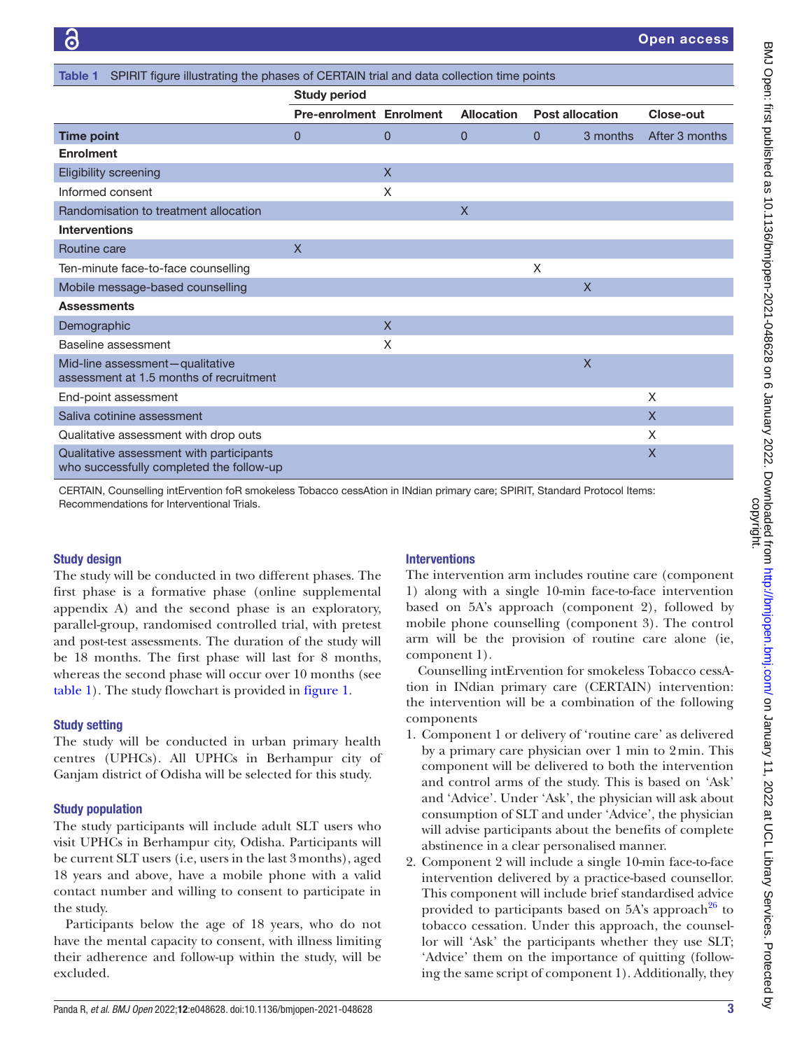**Table 1** SPIRIT figure illustrating the phases of CERTAIN trial and data collection time points

| | Study period | | | | | |
|---|---|---|---|---|---|---|
| | Pre-enrolment | Enrolment | Allocation | Post allocation | | Close-out |
| **Time point** | 0 | 0 | 0 | 0 | 3 months | After 3 months |
| **Enrolment** | | | | | | |
| Eligibility screening | | X | | | | |
| Informed consent | | X | | | | |
| Randomisation to treatment allocation | | | X | | | |
| **Interventions** | | | | | | |
| Routine care | X | | | | | |
| Ten-minute face-to-face counselling | | | | X | | |
| Mobile message-based counselling | | | | | X | |
| **Assessments** | | | | | | |
| Demographic | | X | | | | |
| Baseline assessment | | X | | | | |
| Mid-line assessment—qualitative assessment at 1.5 months of recruitment | | | | | X | |
| End-point assessment | | | | | | X |
| Saliva cotinine assessment | | | | | | X |
| Qualitative assessment with drop outs | | | | | | X |
| Qualitative assessment with participants who successfully completed the follow-up | | | | | | X |

CERTAIN, Counselling intErvention foR smokeless Tobacco cessAtion in INdian primary care; SPIRIT, Standard Protocol Items: Recommendations for Interventional Trials.

### Study design

The study will be conducted in two different phases. The first phase is a formative phase (online supplemental appendix A) and the second phase is an exploratory, parallel-group, randomised controlled trial, with pretest and post-test assessments. The duration of the study will be 18 months. The first phase will last for 8 months, whereas the second phase will occur over 10 months (see table 1). The study flowchart is provided in figure 1.

### Study setting

The study will be conducted in urban primary health centres (UPHCs). All UPHCs in Berhampur city of Ganjam district of Odisha will be selected for this study.

### Study population

The study participants will include adult SLT users who visit UPHCs in Berhampur city, Odisha. Participants will be current SLT users (i.e, users in the last 3 months), aged 18 years and above, have a mobile phone with a valid contact number and willing to consent to participate in the study.

Participants below the age of 18 years, who do not have the mental capacity to consent, with illness limiting their adherence and follow-up within the study, will be excluded.

### Interventions

The intervention arm includes routine care (component 1) along with a single 10-min face-to-face intervention based on 5A's approach (component 2), followed by mobile phone counselling (component 3). The control arm will be the provision of routine care alone (ie, component 1).

Counselling intErvention for smokeless Tobacco cessAtion in INdian primary care (CERTAIN) intervention: the intervention will be a combination of the following components

1. Component 1 or delivery of 'routine care' as delivered by a primary care physician over 1 min to 2 min. This component will be delivered to both the intervention and control arms of the study. This is based on 'Ask' and 'Advice'. Under 'Ask', the physician will ask about consumption of SLT and under 'Advice', the physician will advise participants about the benefits of complete abstinence in a clear personalised manner.
2. Component 2 will include a single 10-min face-to-face intervention delivered by a practice-based counsellor. This component will include brief standardised advice provided to participants based on 5A's approach[26] to tobacco cessation. Under this approach, the counsellor will 'Ask' the participants whether they use SLT; 'Advice' them on the importance of quitting (following the same script of component 1). Additionally, they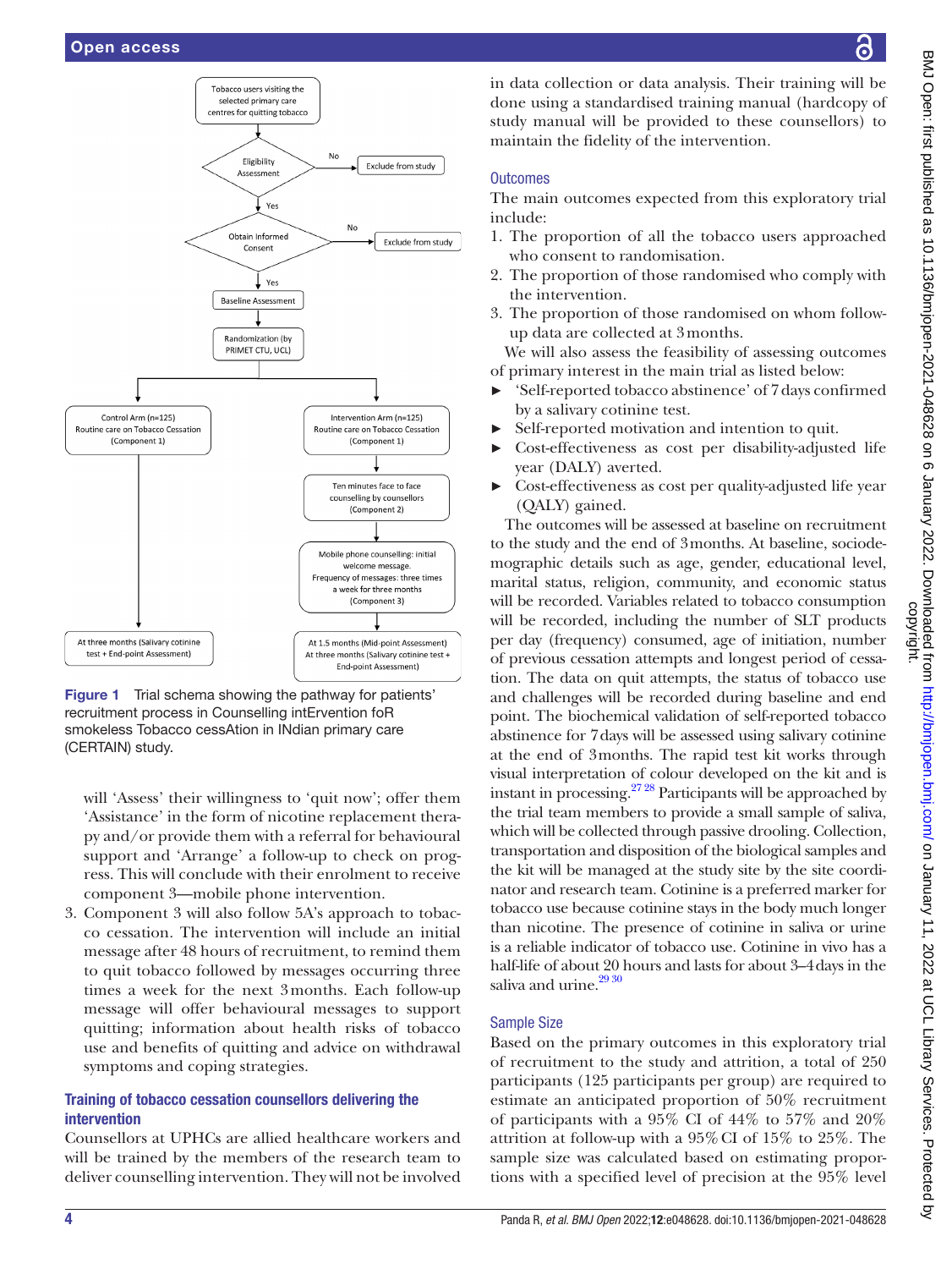Tobacco users visiting the selected primary care centres for quitting tobacco

Eligibility Assessment — No → Exclude from study

Yes

Obtain Informed Consent — No → Exclude from study

Yes

Baseline Assessment

Randomization (by PRIMET CTU, UCL)

Control Arm (n=125) Routine care on Tobacco Cessation (Component 1)

At three months (Salivary cotinine test + End-point Assessment)

Intervention Arm (n=125) Routine care on Tobacco Cessation (Component 1)

Ten minutes face to face counselling by counsellors (Component 2)

Mobile phone counselling: initial welcome message. Frequency of messages: three times a week for three months (Component 3)

At 1.5 months (Mid-point Assessment) At three months (Salivary cotinine test + End-point Assessment)

**Figure 1** Trial schema showing the pathway for patients' recruitment process in Counselling intErvention foR smokeless Tobacco cessAtion in INdian primary care (CERTAIN) study.

will 'Assess' their willingness to 'quit now'; offer them 'Assistance' in the form of nicotine replacement therapy and/or provide them with a referral for behavioural support and 'Arrange' a follow-up to check on progress. This will conclude with their enrolment to receive component 3—mobile phone intervention.

3. Component 3 will also follow 5A's approach to tobacco cessation. The intervention will include an initial message after 48 hours of recruitment, to remind them to quit tobacco followed by messages occurring three times a week for the next 3 months. Each follow-up message will offer behavioural messages to support quitting; information about health risks of tobacco use and benefits of quitting and advice on withdrawal symptoms and coping strategies.

### Training of tobacco cessation counsellors delivering the intervention

Counsellors at UPHCs are allied healthcare workers and will be trained by the members of the research team to deliver counselling intervention. They will not be involved in data collection or data analysis. Their training will be done using a standardised training manual (hardcopy of study manual will be provided to these counsellors) to maintain the fidelity of the intervention.

### Outcomes

The main outcomes expected from this exploratory trial include:

1. The proportion of all the tobacco users approached who consent to randomisation.
2. The proportion of those randomised who comply with the intervention.
3. The proportion of those randomised on whom follow-up data are collected at 3 months.

We will also assess the feasibility of assessing outcomes of primary interest in the main trial as listed below:

- 'Self-reported tobacco abstinence' of 7 days confirmed by a salivary cotinine test.
- Self-reported motivation and intention to quit.
- Cost-effectiveness as cost per disability-adjusted life year (DALY) averted.
- Cost-effectiveness as cost per quality-adjusted life year (QALY) gained.

The outcomes will be assessed at baseline on recruitment to the study and the end of 3 months. At baseline, sociodemographic details such as age, gender, educational level, marital status, religion, community, and economic status will be recorded. Variables related to tobacco consumption will be recorded, including the number of SLT products per day (frequency) consumed, age of initiation, number of previous cessation attempts and longest period of cessation. The data on quit attempts, the status of tobacco use and challenges will be recorded during baseline and end point. The biochemical validation of self-reported tobacco abstinence for 7 days will be assessed using salivary cotinine at the end of 3 months. The rapid test kit works through visual interpretation of colour developed on the kit and is instant in processing.[27 28] Participants will be approached by the trial team members to provide a small sample of saliva, which will be collected through passive drooling. Collection, transportation and disposition of the biological samples and the kit will be managed at the study site by the site coordinator and research team. Cotinine is a preferred marker for tobacco use because cotinine stays in the body much longer than nicotine. The presence of cotinine in saliva or urine is a reliable indicator of tobacco use. Cotinine in vivo has a half-life of about 20 hours and lasts for about 3–4 days in the saliva and urine.[29 30]

### Sample Size

Based on the primary outcomes in this exploratory trial of recruitment to the study and attrition, a total of 250 participants (125 participants per group) are required to estimate an anticipated proportion of 50% recruitment of participants with a 95% CI of 44% to 57% and 20% attrition at follow-up with a 95% CI of 15% to 25%. The sample size was calculated based on estimating proportions with a specified level of precision at the 95% level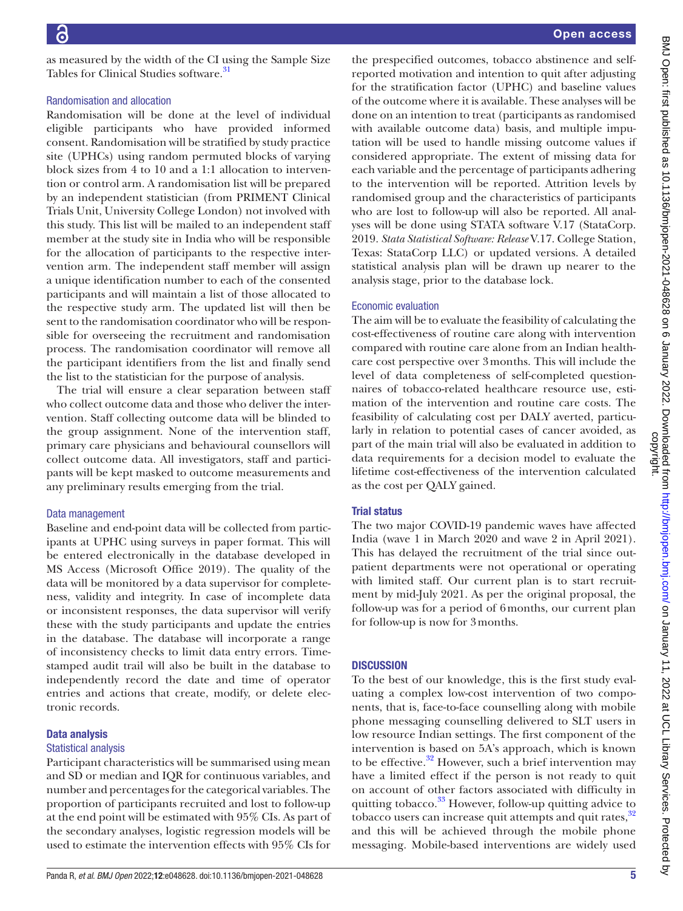as measured by the width of the CI using the Sample Size Tables for Clinical Studies software.[31]

### Randomisation and allocation

Randomisation will be done at the level of individual eligible participants who have provided informed consent. Randomisation will be stratified by study practice site (UPHCs) using random permuted blocks of varying block sizes from 4 to 10 and a 1:1 allocation to intervention or control arm. A randomisation list will be prepared by an independent statistician (from PRIMENT Clinical Trials Unit, University College London) not involved with this study. This list will be mailed to an independent staff member at the study site in India who will be responsible for the allocation of participants to the respective intervention arm. The independent staff member will assign a unique identification number to each of the consented participants and will maintain a list of those allocated to the respective study arm. The updated list will then be sent to the randomisation coordinator who will be responsible for overseeing the recruitment and randomisation process. The randomisation coordinator will remove all the participant identifiers from the list and finally send the list to the statistician for the purpose of analysis.

The trial will ensure a clear separation between staff who collect outcome data and those who deliver the intervention. Staff collecting outcome data will be blinded to the group assignment. None of the intervention staff, primary care physicians and behavioural counsellors will collect outcome data. All investigators, staff and participants will be kept masked to outcome measurements and any preliminary results emerging from the trial.

### Data management

Baseline and end-point data will be collected from participants at UPHC using surveys in paper format. This will be entered electronically in the database developed in MS Access (Microsoft Office 2019). The quality of the data will be monitored by a data supervisor for completeness, validity and integrity. In case of incomplete data or inconsistent responses, the data supervisor will verify these with the study participants and update the entries in the database. The database will incorporate a range of inconsistency checks to limit data entry errors. Time-stamped audit trail will also be built in the database to independently record the date and time of operator entries and actions that create, modify, or delete electronic records.

## Data analysis

### Statistical analysis

Participant characteristics will be summarised using mean and SD or median and IQR for continuous variables, and number and percentages for the categorical variables. The proportion of participants recruited and lost to follow-up at the end point will be estimated with 95% CIs. As part of the secondary analyses, logistic regression models will be used to estimate the intervention effects with 95% CIs for the prespecified outcomes, tobacco abstinence and self-reported motivation and intention to quit after adjusting for the stratification factor (UPHC) and baseline values of the outcome where it is available. These analyses will be done on an intention to treat (participants as randomised with available outcome data) basis, and multiple imputation will be used to handle missing outcome values if considered appropriate. The extent of missing data for each variable and the percentage of participants adhering to the intervention will be reported. Attrition levels by randomised group and the characteristics of participants who are lost to follow-up will also be reported. All analyses will be done using STATA software V.17 (StataCorp. 2019. *Stata Statistical Software: Release* V.17. College Station, Texas: StataCorp LLC) or updated versions. A detailed statistical analysis plan will be drawn up nearer to the analysis stage, prior to the database lock.

### Economic evaluation

The aim will be to evaluate the feasibility of calculating the cost-effectiveness of routine care along with intervention compared with routine care alone from an Indian healthcare cost perspective over 3 months. This will include the level of data completeness of self-completed questionnaires of tobacco-related healthcare resource use, estimation of the intervention and routine care costs. The feasibility of calculating cost per DALY averted, particularly in relation to potential cases of cancer avoided, as part of the main trial will also be evaluated in addition to data requirements for a decision model to evaluate the lifetime cost-effectiveness of the intervention calculated as the cost per QALY gained.

## Trial status

The two major COVID-19 pandemic waves have affected India (wave 1 in March 2020 and wave 2 in April 2021). This has delayed the recruitment of the trial since outpatient departments were not operational or operating with limited staff. Our current plan is to start recruitment by mid-July 2021. As per the original proposal, the follow-up was for a period of 6 months, our current plan for follow-up is now for 3 months.

# DISCUSSION

To the best of our knowledge, this is the first study evaluating a complex low-cost intervention of two components, that is, face-to-face counselling along with mobile phone messaging counselling delivered to SLT users in low resource Indian settings. The first component of the intervention is based on 5A's approach, which is known to be effective.[32] However, such a brief intervention may have a limited effect if the person is not ready to quit on account of other factors associated with difficulty in quitting tobacco.[33] However, follow-up quitting advice to tobacco users can increase quit attempts and quit rates,[32] and this will be achieved through the mobile phone messaging. Mobile-based interventions are widely used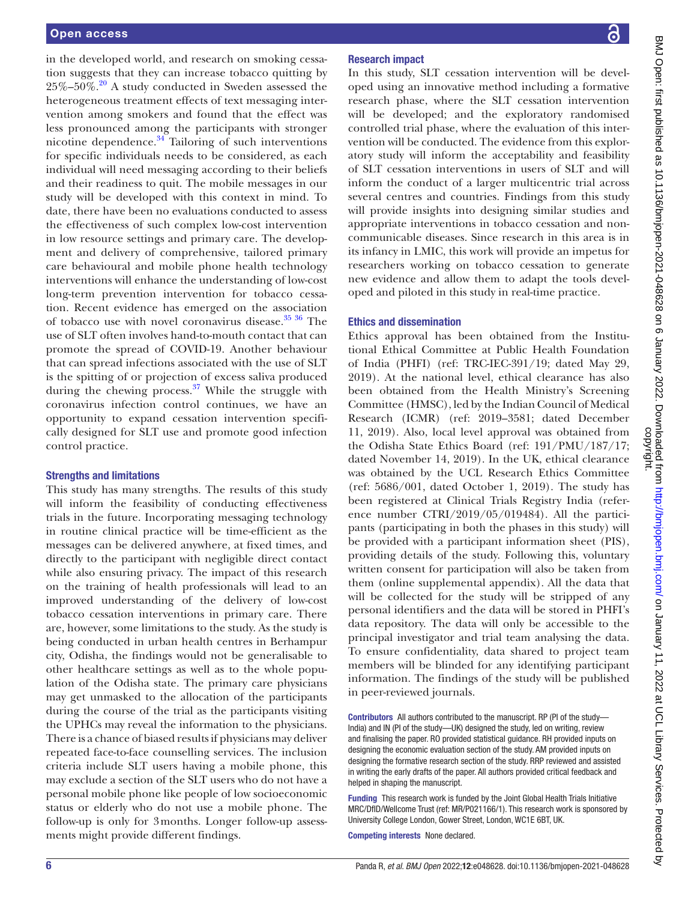in the developed world, and research on smoking cessation suggests that they can increase tobacco quitting by 25%–50%.[20] A study conducted in Sweden assessed the heterogeneous treatment effects of text messaging intervention among smokers and found that the effect was less pronounced among the participants with stronger nicotine dependence.[34] Tailoring of such interventions for specific individuals needs to be considered, as each individual will need messaging according to their beliefs and their readiness to quit. The mobile messages in our study will be developed with this context in mind. To date, there have been no evaluations conducted to assess the effectiveness of such complex low-cost intervention in low resource settings and primary care. The development and delivery of comprehensive, tailored primary care behavioural and mobile phone health technology interventions will enhance the understanding of low-cost long-term prevention intervention for tobacco cessation. Recent evidence has emerged on the association of tobacco use with novel coronavirus disease.[35 36] The use of SLT often involves hand-to-mouth contact that can promote the spread of COVID-19. Another behaviour that can spread infections associated with the use of SLT is the spitting of or projection of excess saliva produced during the chewing process.[37] While the struggle with coronavirus infection control continues, we have an opportunity to expand cessation intervention specifically designed for SLT use and promote good infection control practice.

## Strengths and limitations

This study has many strengths. The results of this study will inform the feasibility of conducting effectiveness trials in the future. Incorporating messaging technology in routine clinical practice will be time-efficient as the messages can be delivered anywhere, at fixed times, and directly to the participant with negligible direct contact while also ensuring privacy. The impact of this research on the training of health professionals will lead to an improved understanding of the delivery of low-cost tobacco cessation interventions in primary care. There are, however, some limitations to the study. As the study is being conducted in urban health centres in Berhampur city, Odisha, the findings would not be generalisable to other healthcare settings as well as to the whole population of the Odisha state. The primary care physicians may get unmasked to the allocation of the participants during the course of the trial as the participants visiting the UPHCs may reveal the information to the physicians. There is a chance of biased results if physicians may deliver repeated face-to-face counselling services. The inclusion criteria include SLT users having a mobile phone, this may exclude a section of the SLT users who do not have a personal mobile phone like people of low socioeconomic status or elderly who do not use a mobile phone. The follow-up is only for 3 months. Longer follow-up assessments might provide different findings.

## Research impact

In this study, SLT cessation intervention will be developed using an innovative method including a formative research phase, where the SLT cessation intervention will be developed; and the exploratory randomised controlled trial phase, where the evaluation of this intervention will be conducted. The evidence from this exploratory study will inform the acceptability and feasibility of SLT cessation interventions in users of SLT and will inform the conduct of a larger multicentric trial across several centres and countries. Findings from this study will provide insights into designing similar studies and appropriate interventions in tobacco cessation and noncommunicable diseases. Since research in this area is in its infancy in LMIC, this work will provide an impetus for researchers working on tobacco cessation to generate new evidence and allow them to adapt the tools developed and piloted in this study in real-time practice.

## Ethics and dissemination

Ethics approval has been obtained from the Institutional Ethical Committee at Public Health Foundation of India (PHFI) (ref: TRC-IEC-391/19; dated May 29, 2019). At the national level, ethical clearance has also been obtained from the Health Ministry's Screening Committee (HMSC), led by the Indian Council of Medical Research (ICMR) (ref: 2019–3581; dated December 11, 2019). Also, local level approval was obtained from the Odisha State Ethics Board (ref: 191/PMU/187/17; dated November 14, 2019). In the UK, ethical clearance was obtained by the UCL Research Ethics Committee (ref: 5686/001, dated October 1, 2019). The study has been registered at Clinical Trials Registry India (reference number CTRI/2019/05/019484). All the participants (participating in both the phases in this study) will be provided with a participant information sheet (PIS), providing details of the study. Following this, voluntary written consent for participation will also be taken from them (online supplemental appendix). All the data that will be collected for the study will be stripped of any personal identifiers and the data will be stored in PHFI's data repository. The data will only be accessible to the principal investigator and trial team analysing the data. To ensure confidentiality, data shared to project team members will be blinded for any identifying participant information. The findings of the study will be published in peer-reviewed journals.

**Contributors** All authors contributed to the manuscript. RP (PI of the study—India) and IN (PI of the study—UK) designed the study, led on writing, review and finalising the paper. RO provided statistical guidance. RH provided inputs on designing the economic evaluation section of the study. AM provided inputs on designing the formative research section of the study. RRP reviewed and assisted in writing the early drafts of the paper. All authors provided critical feedback and helped in shaping the manuscript.

**Funding** This research work is funded by the Joint Global Health Trials Initiative MRC/DfID/Wellcome Trust (ref: MR/P021166/1). This research work is sponsored by University College London, Gower Street, London, WC1E 6BT, UK.

**Competing interests** None declared.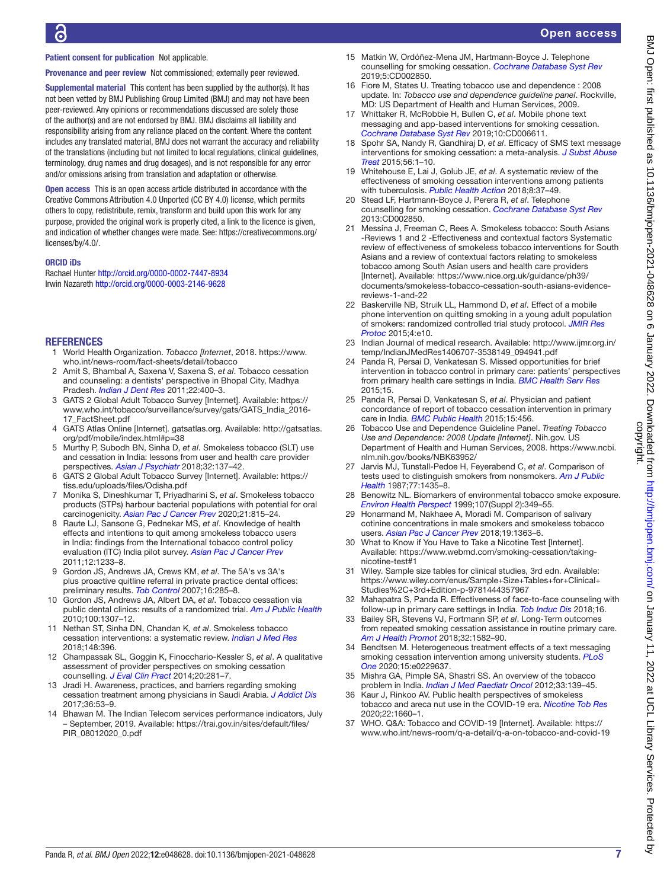**Patient consent for publication** Not applicable.

**Provenance and peer review** Not commissioned; externally peer reviewed.

**Supplemental material** This content has been supplied by the author(s). It has not been vetted by BMJ Publishing Group Limited (BMJ) and may not have been peer-reviewed. Any opinions or recommendations discussed are solely those of the author(s) and are not endorsed by BMJ. BMJ disclaims all liability and responsibility arising from any reliance placed on the content. Where the content includes any translated material, BMJ does not warrant the accuracy and reliability of the translations (including but not limited to local regulations, clinical guidelines, terminology, drug names and drug dosages), and is not responsible for any error and/or omissions arising from translation and adaptation or otherwise.

**Open access** This is an open access article distributed in accordance with the Creative Commons Attribution 4.0 Unported (CC BY 4.0) license, which permits others to copy, redistribute, remix, transform and build upon this work for any purpose, provided the original work is properly cited, a link to the licence is given, and indication of whether changes were made. See: https://creativecommons.org/licenses/by/4.0/.

#### ORCID iDs

Rachael Hunter http://orcid.org/0000-0002-7447-8934
Irwin Nazareth http://orcid.org/0000-0003-2146-9628

## REFERENCES

1. World Health Organization. *Tobacco [Internet*, 2018. https://www.who.int/news-room/fact-sheets/detail/tobacco
2. Amit S, Bhambal A, Saxena V, Saxena S, *et al*. Tobacco cessation and counseling: a dentists' perspective in Bhopal City, Madhya Pradesh. *Indian J Dent Res* 2011;22:400–3.
3. GATS 2 Global Adult Tobacco Survey [Internet]. Available: https://www.who.int/tobacco/surveillance/survey/gats/GATS_India_2016-17_FactSheet.pdf
4. GATS Atlas Online [Internet]. gatsatlas.org. Available: http://gatsatlas.org/pdf/mobile/index.html#p=38
5. Murthy P, Subodh BN, Sinha D, *et al*. Smokeless tobacco (SLT) use and cessation in India: lessons from user and health care provider perspectives. *Asian J Psychiatr* 2018;32:137–42.
6. GATS 2 Global Adult Tobacco Survey [Internet]. Available: https://tiss.edu/uploads/files/Odisha.pdf
7. Monika S, Dineshkumar T, Priyadharini S, *et al*. Smokeless tobacco products (STPs) harbour bacterial populations with potential for oral carcinogenicity. *Asian Pac J Cancer Prev* 2020;21:815–24.
8. Raute LJ, Sansone G, Pednekar MS, *et al*. Knowledge of health effects and intentions to quit among smokeless tobacco users in India: findings from the International tobacco control policy evaluation (ITC) India pilot survey. *Asian Pac J Cancer Prev* 2011;12:1233–8.
9. Gordon JS, Andrews JA, Crews KM, *et al*. The 5A's vs 3A's plus proactive quitline referral in private practice dental offices: preliminary results. *Tob Control* 2007;16:285–8.
10. Gordon JS, Andrews JA, Albert DA, *et al*. Tobacco cessation via public dental clinics: results of a randomized trial. *Am J Public Health* 2010;100:1307–12.
11. Nethan ST, Sinha DN, Chandan K, *et al*. Smokeless tobacco cessation interventions: a systematic review. *Indian J Med Res* 2018;148:396.
12. Champassak SL, Goggin K, Finocchario-Kessler S, *et al*. A qualitative assessment of provider perspectives on smoking cessation counselling. *J Eval Clin Pract* 2014;20:281–7.
13. Jradi H. Awareness, practices, and barriers regarding smoking cessation treatment among physicians in Saudi Arabia. *J Addict Dis* 2017;36:53–9.
14. Bhawan M. The Indian Telecom services performance indicators, July – September, 2019. Available: https://trai.gov.in/sites/default/files/PIR_08012020_0.pdf
15. Matkin W, Ordóñez-Mena JM, Hartmann-Boyce J. Telephone counselling for smoking cessation. *Cochrane Database Syst Rev* 2019;5:CD002850.
16. Fiore M, States U. Treating tobacco use and dependence : 2008 update. In: *Tobacco use and dependence guideline panel*. Rockville, MD: US Department of Health and Human Services, 2009.
17. Whittaker R, McRobbie H, Bullen C, *et al*. Mobile phone text messaging and app-based interventions for smoking cessation. *Cochrane Database Syst Rev* 2019;10:CD006611.
18. Spohr SA, Nandy R, Gandhiraj D, *et al*. Efficacy of SMS text message interventions for smoking cessation: a meta-analysis. *J Subst Abuse Treat* 2015;56:1–10.
19. Whitehouse E, Lai J, Golub JE, *et al*. A systematic review of the effectiveness of smoking cessation interventions among patients with tuberculosis. *Public Health Action* 2018;8:37–49.
20. Stead LF, Hartmann-Boyce J, Perera R, *et al*. Telephone counselling for smoking cessation. *Cochrane Database Syst Rev* 2013:CD002850.
21. Messina J, Freeman C, Rees A. Smokeless tobacco: South Asians -Reviews 1 and 2 -Effectiveness and contextual factors Systematic review of effectiveness of smokeless tobacco interventions for South Asians and a review of contextual factors relating to smokeless tobacco among South Asian users and health care providers [Internet]. Available: https://www.nice.org.uk/guidance/ph39/documents/smokeless-tobacco-cessation-south-asians-evidence-reviews-1-and-22
22. Baskerville NB, Struik LL, Hammond D, *et al*. Effect of a mobile phone intervention on quitting smoking in a young adult population of smokers: randomized controlled trial study protocol. *JMIR Res Protoc* 2015;4:e10.
23. Indian Journal of medical research. Available: http://www.ijmr.org.in/temp/IndianJMedRes1406707-3538149_094941.pdf
24. Panda R, Persai D, Venkatesan S. Missed opportunities for brief intervention in tobacco control in primary care: patients' perspectives from primary health care settings in India. *BMC Health Serv Res* 2015;15.
25. Panda R, Persai D, Venkatesan S, *et al*. Physician and patient concordance of report of tobacco cessation intervention in primary care in India. *BMC Public Health* 2015;15:456.
26. Tobacco Use and Dependence Guideline Panel. *Treating Tobacco Use and Dependence: 2008 Update [Internet]*. Nih.gov. US Department of Health and Human Services, 2008. https://www.ncbi.nlm.nih.gov/books/NBK63952/
27. Jarvis MJ, Tunstall-Pedoe H, Feyerabend C, *et al*. Comparison of tests used to distinguish smokers from nonsmokers. *Am J Public Health* 1987;77:1435–8.
28. Benowitz NL. Biomarkers of environmental tobacco smoke exposure. *Environ Health Perspect* 1999;107(Suppl 2):349–55.
29. Honarmand M, Nakhaee A, Moradi M. Comparison of salivary cotinine concentrations in male smokers and smokeless tobacco users. *Asian Pac J Cancer Prev* 2018;19:1363–6.
30. What to Know if You Have to Take a Nicotine Test [Internet]. Available: https://www.webmd.com/smoking-cessation/taking-nicotine-test#1
31. Wiley. Sample size tables for clinical studies, 3rd edn. Available: https://www.wiley.com/enus/Sample+Size+Tables+for+Clinical+Studies%2C+3rd+Edition-p-9781444357967
32. Mahapatra S, Panda R. Effectiveness of face-to-face counseling with follow-up in primary care settings in India. *Tob Induc Dis* 2018;16.
33. Bailey SR, Stevens VJ, Fortmann SP, *et al*. Long-Term outcomes from repeated smoking cessation assistance in routine primary care. *Am J Health Promot* 2018;32:1582–90.
34. Bendtsen M. Heterogeneous treatment effects of a text messaging smoking cessation intervention among university students. *PLoS One* 2020;15:e0229637.
35. Mishra GA, Pimple SA, Shastri SS. An overview of the tobacco problem in India. *Indian J Med Paediatr Oncol* 2012;33:139–45.
36. Kaur J, Rinkoo AV. Public health perspectives of smokeless tobacco and areca nut use in the COVID-19 era. *Nicotine Tob Res* 2020;22:1660–1.
37. WHO. Q&A: Tobacco and COVID-19 [Internet]. Available: https://www.who.int/news-room/q-a-detail/q-a-on-tobacco-and-covid-19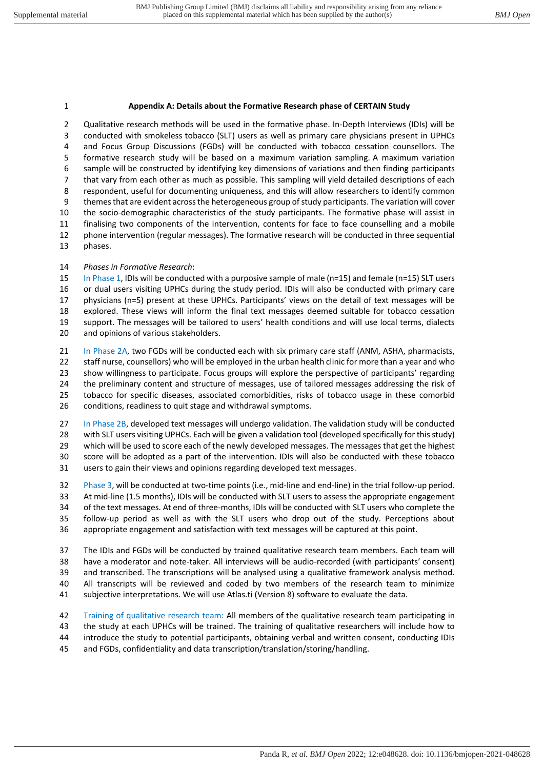**Appendix A: Details about the Formative Research phase of CERTAIN Study**

Qualitative research methods will be used in the formative phase. In-Depth Interviews (IDIs) will be conducted with smokeless tobacco (SLT) users as well as primary care physicians present in UPHCs and Focus Group Discussions (FGDs) will be conducted with tobacco cessation counsellors. The formative research study will be based on a maximum variation sampling. A maximum variation sample will be constructed by identifying key dimensions of variations and then finding participants that vary from each other as much as possible. This sampling will yield detailed descriptions of each respondent, useful for documenting uniqueness, and this will allow researchers to identify common themes that are evident across the heterogeneous group of study participants. The variation will cover the socio-demographic characteristics of the study participants. The formative phase will assist in finalising two components of the intervention, contents for face to face counselling and a mobile phone intervention (regular messages). The formative research will be conducted in three sequential phases.

*Phases in Formative Research*:

In Phase 1, IDIs will be conducted with a purposive sample of male (n=15) and female (n=15) SLT users or dual users visiting UPHCs during the study period. IDIs will also be conducted with primary care physicians (n=5) present at these UPHCs. Participants' views on the detail of text messages will be explored. These views will inform the final text messages deemed suitable for tobacco cessation support. The messages will be tailored to users' health conditions and will use local terms, dialects and opinions of various stakeholders.

In Phase 2A, two FGDs will be conducted each with six primary care staff (ANM, ASHA, pharmacists, staff nurse, counsellors) who will be employed in the urban health clinic for more than a year and who show willingness to participate. Focus groups will explore the perspective of participants' regarding the preliminary content and structure of messages, use of tailored messages addressing the risk of tobacco for specific diseases, associated comorbidities, risks of tobacco usage in these comorbid conditions, readiness to quit stage and withdrawal symptoms.

In Phase 2B, developed text messages will undergo validation. The validation study will be conducted with SLT users visiting UPHCs. Each will be given a validation tool (developed specifically for this study) which will be used to score each of the newly developed messages. The messages that get the highest score will be adopted as a part of the intervention. IDIs will also be conducted with these tobacco users to gain their views and opinions regarding developed text messages.

Phase 3, will be conducted at two-time points (i.e., mid-line and end-line) in the trial follow-up period. At mid-line (1.5 months), IDIs will be conducted with SLT users to assess the appropriate engagement of the text messages. At end of three-months, IDIs will be conducted with SLT users who complete the follow-up period as well as with the SLT users who drop out of the study. Perceptions about appropriate engagement and satisfaction with text messages will be captured at this point.

The IDIs and FGDs will be conducted by trained qualitative research team members. Each team will have a moderator and note-taker. All interviews will be audio-recorded (with participants' consent) and transcribed. The transcriptions will be analysed using a qualitative framework analysis method. All transcripts will be reviewed and coded by two members of the research team to minimize subjective interpretations. We will use Atlas.ti (Version 8) software to evaluate the data.

Training of qualitative research team: All members of the qualitative research team participating in the study at each UPHCs will be trained. The training of qualitative researchers will include how to introduce the study to potential participants, obtaining verbal and written consent, conducting IDIs and FGDs, confidentiality and data transcription/translation/storing/handling.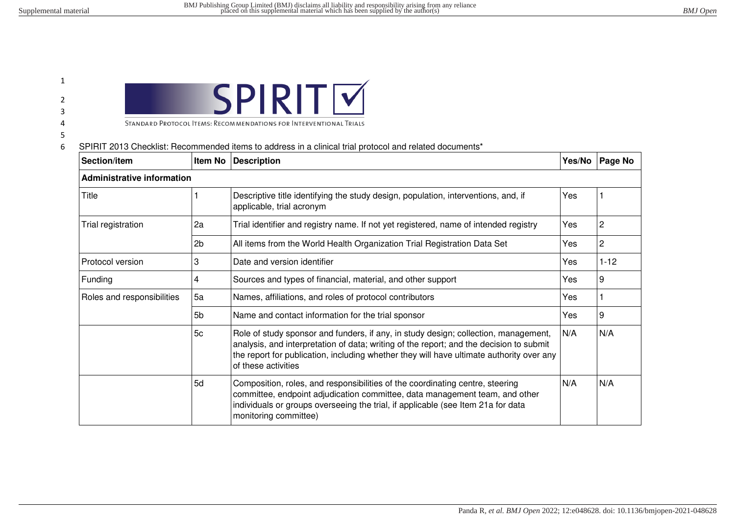SPIRIT

STANDARD PROTOCOL ITEMS: RECOMMENDATIONS FOR INTERVENTIONAL TRIALS

SPIRIT 2013 Checklist: Recommended items to address in a clinical trial protocol and related documents*

| Section/item | Item No | Description | Yes/No | Page No |
|---|---|---|---|---|
| **Administrative information** | | | | |
| Title | 1 | Descriptive title identifying the study design, population, interventions, and, if applicable, trial acronym | Yes | 1 |
| Trial registration | 2a | Trial identifier and registry name. If not yet registered, name of intended registry | Yes | 2 |
| | 2b | All items from the World Health Organization Trial Registration Data Set | Yes | 2 |
| Protocol version | 3 | Date and version identifier | Yes | 1-12 |
| Funding | 4 | Sources and types of financial, material, and other support | Yes | 9 |
| Roles and responsibilities | 5a | Names, affiliations, and roles of protocol contributors | Yes | 1 |
| | 5b | Name and contact information for the trial sponsor | Yes | 9 |
| | 5c | Role of study sponsor and funders, if any, in study design; collection, management, analysis, and interpretation of data; writing of the report; and the decision to submit the report for publication, including whether they will have ultimate authority over any of these activities | N/A | N/A |
| | 5d | Composition, roles, and responsibilities of the coordinating centre, steering committee, endpoint adjudication committee, data management team, and other individuals or groups overseeing the trial, if applicable (see Item 21a for data monitoring committee) | N/A | N/A |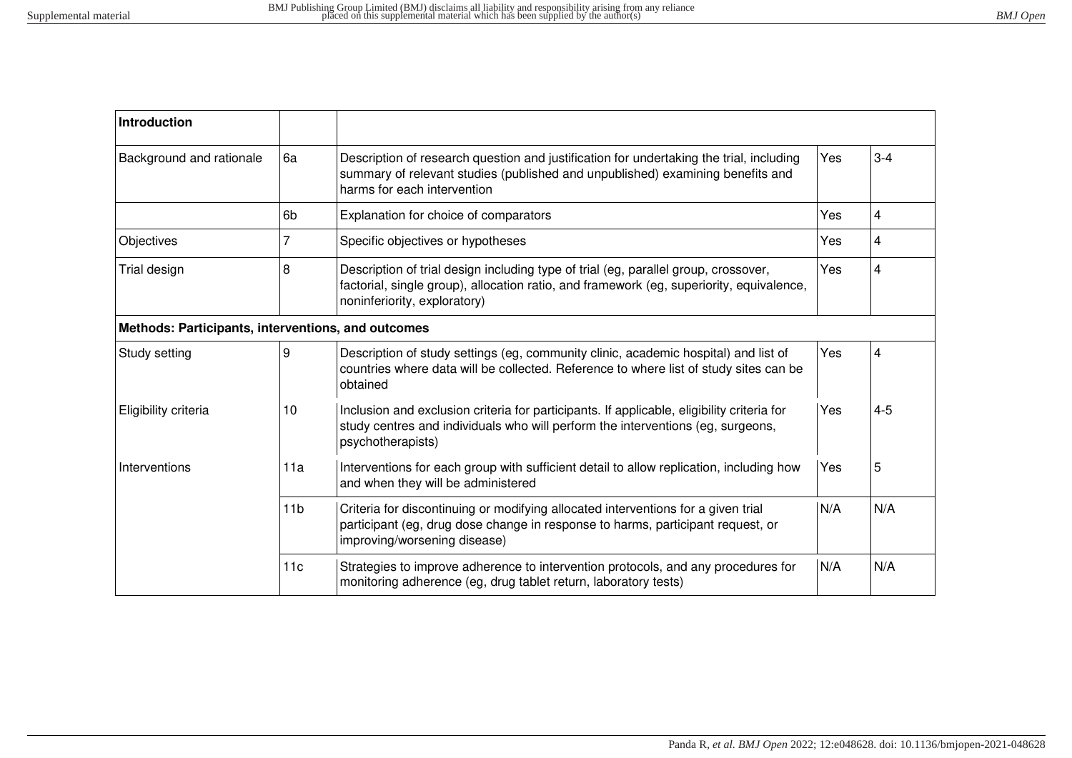| Introduction | | | | |
|---|---|---|---|---|
| Background and rationale | 6a | Description of research question and justification for undertaking the trial, including summary of relevant studies (published and unpublished) examining benefits and harms for each intervention | Yes | 3-4 |
| | 6b | Explanation for choice of comparators | Yes | 4 |
| Objectives | 7 | Specific objectives or hypotheses | Yes | 4 |
| Trial design | 8 | Description of trial design including type of trial (eg, parallel group, crossover, factorial, single group), allocation ratio, and framework (eg, superiority, equivalence, noninferiority, exploratory) | Yes | 4 |
| **Methods: Participants, interventions, and outcomes** | | | | |
| Study setting | 9 | Description of study settings (eg, community clinic, academic hospital) and list of countries where data will be collected. Reference to where list of study sites can be obtained | Yes | 4 |
| Eligibility criteria | 10 | Inclusion and exclusion criteria for participants. If applicable, eligibility criteria for study centres and individuals who will perform the interventions (eg, surgeons, psychotherapists) | Yes | 4-5 |
| Interventions | 11a | Interventions for each group with sufficient detail to allow replication, including how and when they will be administered | Yes | 5 |
| | 11b | Criteria for discontinuing or modifying allocated interventions for a given trial participant (eg, drug dose change in response to harms, participant request, or improving/worsening disease) | N/A | N/A |
| | 11c | Strategies to improve adherence to intervention protocols, and any procedures for monitoring adherence (eg, drug tablet return, laboratory tests) | N/A | N/A |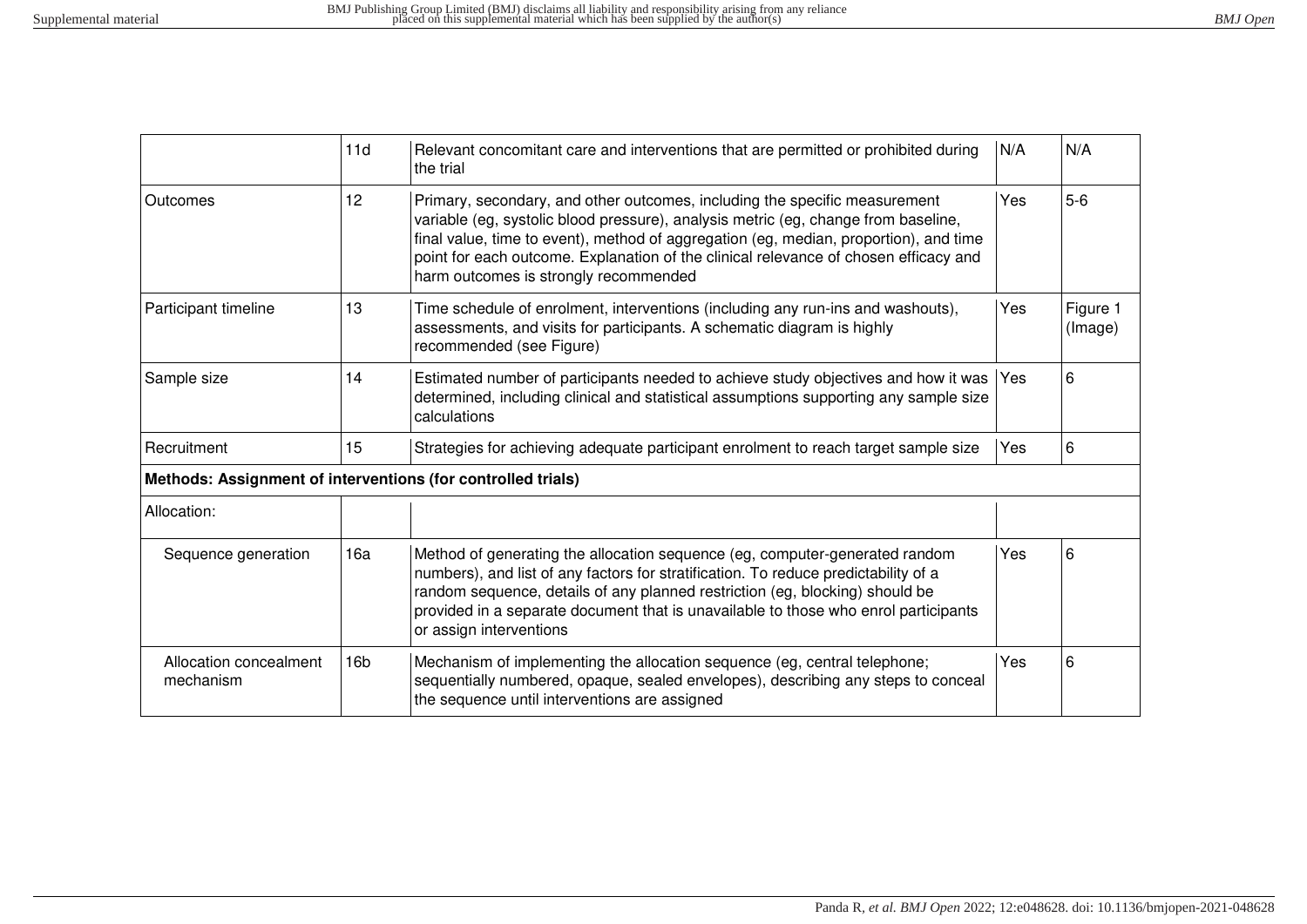| | | | | |
|---|---|---|---|---|
| | 11d | Relevant concomitant care and interventions that are permitted or prohibited during the trial | N/A | N/A |
| Outcomes | 12 | Primary, secondary, and other outcomes, including the specific measurement variable (eg, systolic blood pressure), analysis metric (eg, change from baseline, final value, time to event), method of aggregation (eg, median, proportion), and time point for each outcome. Explanation of the clinical relevance of chosen efficacy and harm outcomes is strongly recommended | Yes | 5-6 |
| Participant timeline | 13 | Time schedule of enrolment, interventions (including any run-ins and washouts), assessments, and visits for participants. A schematic diagram is highly recommended (see Figure) | Yes | Figure 1 (Image) |
| Sample size | 14 | Estimated number of participants needed to achieve study objectives and how it was determined, including clinical and statistical assumptions supporting any sample size calculations | Yes | 6 |
| Recruitment | 15 | Strategies for achieving adequate participant enrolment to reach target sample size | Yes | 6 |
| **Methods: Assignment of interventions (for controlled trials)** | | | | |
| Allocation: | | | | |
| Sequence generation | 16a | Method of generating the allocation sequence (eg, computer-generated random numbers), and list of any factors for stratification. To reduce predictability of a random sequence, details of any planned restriction (eg, blocking) should be provided in a separate document that is unavailable to those who enrol participants or assign interventions | Yes | 6 |
| Allocation concealment mechanism | 16b | Mechanism of implementing the allocation sequence (eg, central telephone; sequentially numbered, opaque, sealed envelopes), describing any steps to conceal the sequence until interventions are assigned | Yes | 6 |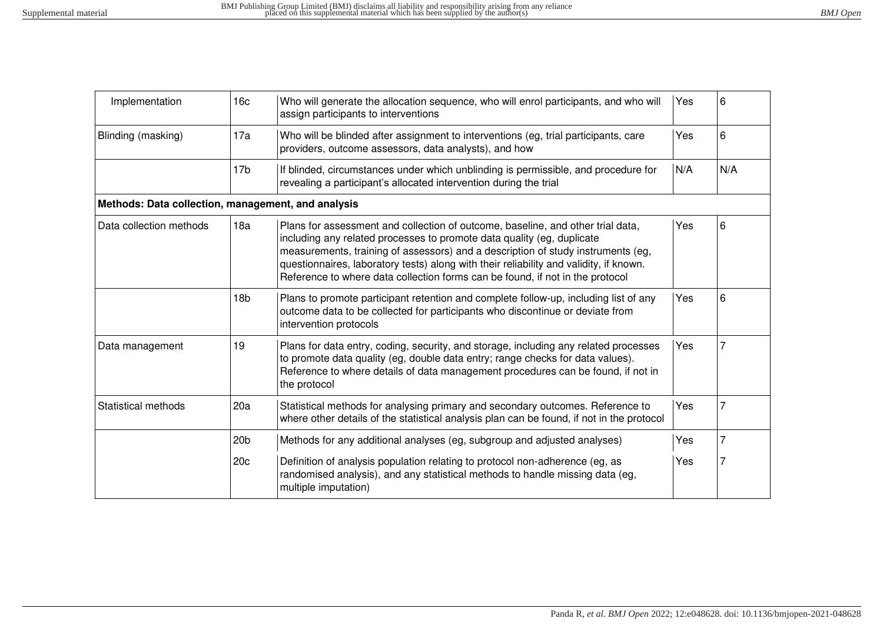| | | | | |
|---|---|---|---|---|
| Implementation | 16c | Who will generate the allocation sequence, who will enrol participants, and who will assign participants to interventions | Yes | 6 |
| Blinding (masking) | 17a | Who will be blinded after assignment to interventions (eg, trial participants, care providers, outcome assessors, data analysts), and how | Yes | 6 |
| | 17b | If blinded, circumstances under which unblinding is permissible, and procedure for revealing a participant's allocated intervention during the trial | N/A | N/A |
| **Methods: Data collection, management, and analysis** | | | | |
| Data collection methods | 18a | Plans for assessment and collection of outcome, baseline, and other trial data, including any related processes to promote data quality (eg, duplicate measurements, training of assessors) and a description of study instruments (eg, questionnaires, laboratory tests) along with their reliability and validity, if known. Reference to where data collection forms can be found, if not in the protocol | Yes | 6 |
| | 18b | Plans to promote participant retention and complete follow-up, including list of any outcome data to be collected for participants who discontinue or deviate from intervention protocols | Yes | 6 |
| Data management | 19 | Plans for data entry, coding, security, and storage, including any related processes to promote data quality (eg, double data entry; range checks for data values). Reference to where details of data management procedures can be found, if not in the protocol | Yes | 7 |
| Statistical methods | 20a | Statistical methods for analysing primary and secondary outcomes. Reference to where other details of the statistical analysis plan can be found, if not in the protocol | Yes | 7 |
| | 20b | Methods for any additional analyses (eg, subgroup and adjusted analyses) | Yes | 7 |
| | 20c | Definition of analysis population relating to protocol non-adherence (eg, as randomised analysis), and any statistical methods to handle missing data (eg, multiple imputation) | Yes | 7 |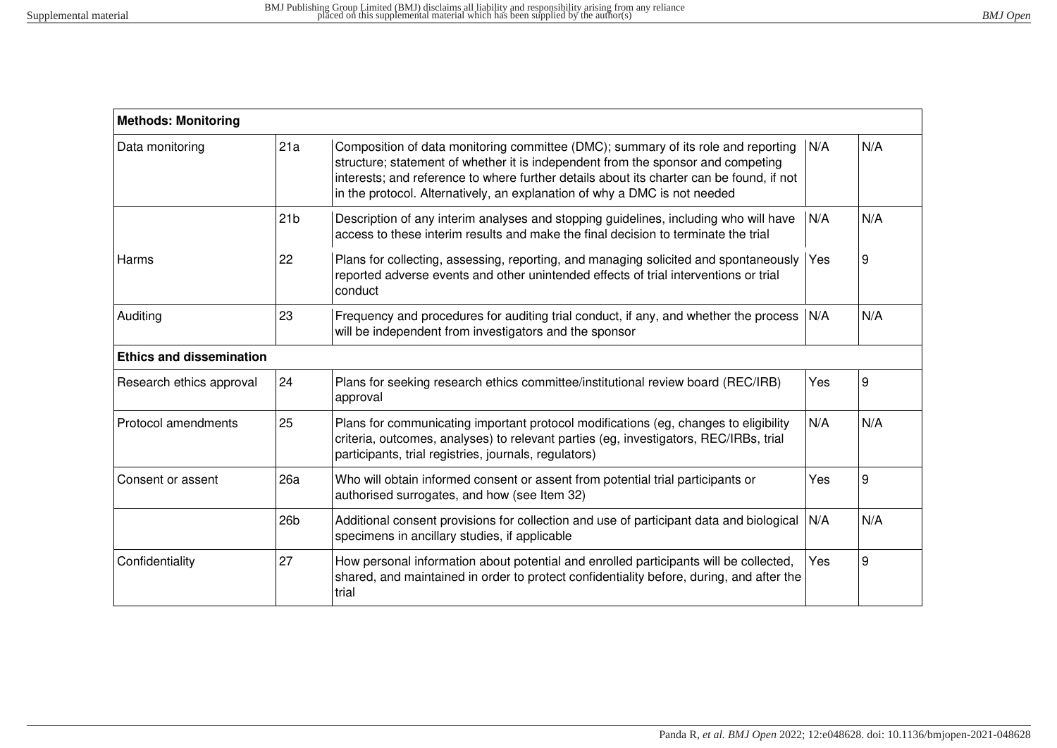| Methods: Monitoring | | | | |
|---|---|---|---|---|
| Data monitoring | 21a | Composition of data monitoring committee (DMC); summary of its role and reporting structure; statement of whether it is independent from the sponsor and competing interests; and reference to where further details about its charter can be found, if not in the protocol. Alternatively, an explanation of why a DMC is not needed | N/A | N/A |
| | 21b | Description of any interim analyses and stopping guidelines, including who will have access to these interim results and make the final decision to terminate the trial | N/A | N/A |
| Harms | 22 | Plans for collecting, assessing, reporting, and managing solicited and spontaneously reported adverse events and other unintended effects of trial interventions or trial conduct | Yes | 9 |
| Auditing | 23 | Frequency and procedures for auditing trial conduct, if any, and whether the process will be independent from investigators and the sponsor | N/A | N/A |
| **Ethics and dissemination** | | | | |
| Research ethics approval | 24 | Plans for seeking research ethics committee/institutional review board (REC/IRB) approval | Yes | 9 |
| Protocol amendments | 25 | Plans for communicating important protocol modifications (eg, changes to eligibility criteria, outcomes, analyses) to relevant parties (eg, investigators, REC/IRBs, trial participants, trial registries, journals, regulators) | N/A | N/A |
| Consent or assent | 26a | Who will obtain informed consent or assent from potential trial participants or authorised surrogates, and how (see Item 32) | Yes | 9 |
| | 26b | Additional consent provisions for collection and use of participant data and biological specimens in ancillary studies, if applicable | N/A | N/A |
| Confidentiality | 27 | How personal information about potential and enrolled participants will be collected, shared, and maintained in order to protect confidentiality before, during, and after the trial | Yes | 9 |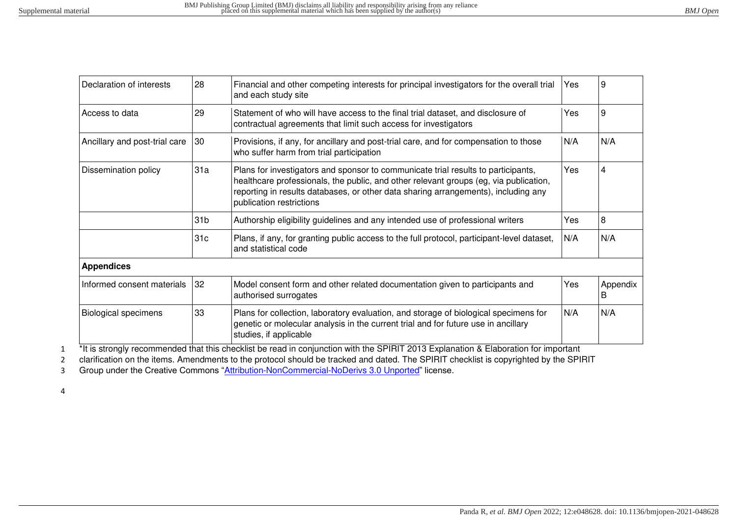| Declaration of interests | 28 | Financial and other competing interests for principal investigators for the overall trial and each study site | Yes | 9 |
|---|---|---|---|---|
| Access to data | 29 | Statement of who will have access to the final trial dataset, and disclosure of contractual agreements that limit such access for investigators | Yes | 9 |
| Ancillary and post-trial care | 30 | Provisions, if any, for ancillary and post-trial care, and for compensation to those who suffer harm from trial participation | N/A | N/A |
| Dissemination policy | 31a | Plans for investigators and sponsor to communicate trial results to participants, healthcare professionals, the public, and other relevant groups (eg, via publication, reporting in results databases, or other data sharing arrangements), including any publication restrictions | Yes | 4 |
| | 31b | Authorship eligibility guidelines and any intended use of professional writers | Yes | 8 |
| | 31c | Plans, if any, for granting public access to the full protocol, participant-level dataset, and statistical code | N/A | N/A |
| **Appendices** | | | | |
| Informed consent materials | 32 | Model consent form and other related documentation given to participants and authorised surrogates | Yes | Appendix B |
| Biological specimens | 33 | Plans for collection, laboratory evaluation, and storage of biological specimens for genetic or molecular analysis in the current trial and for future use in ancillary studies, if applicable | N/A | N/A |

*It is strongly recommended that this checklist be read in conjunction with the SPIRIT 2013 Explanation & Elaboration for important clarification on the items. Amendments to the protocol should be tracked and dated. The SPIRIT checklist is copyrighted by the SPIRIT Group under the Creative Commons "Attribution-NonCommercial-NoDerivs 3.0 Unported" license.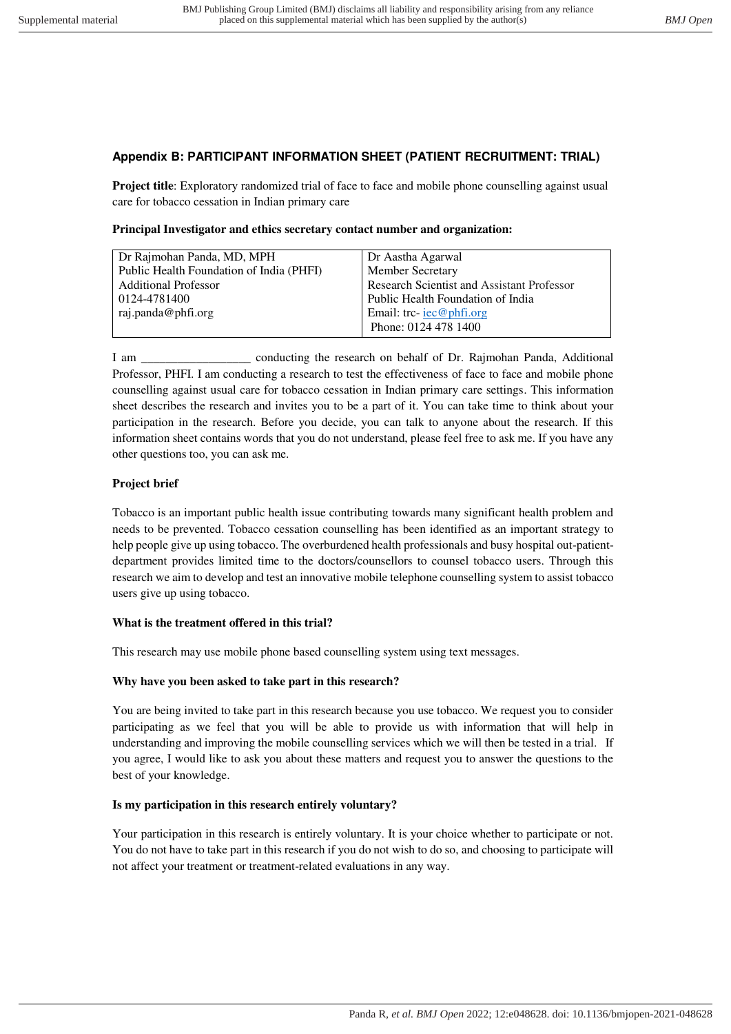**Appendix B: PARTICIPANT INFORMATION SHEET (PATIENT RECRUITMENT: TRIAL)**

**Project title**: Exploratory randomized trial of face to face and mobile phone counselling against usual care for tobacco cessation in Indian primary care

**Principal Investigator and ethics secretary contact number and organization:**

| Dr Rajmohan Panda, MD, MPH<br>Public Health Foundation of India (PHFI)<br>Additional Professor<br>0124-4781400<br>raj.panda@phfi.org | Dr Aastha Agarwal<br>Member Secretary<br>Research Scientist and Assistant Professor<br>Public Health Foundation of India<br>Email: trc- iec@phfi.org<br>Phone: 0124 478 1400 |
|---|---|

I am __________________ conducting the research on behalf of Dr. Rajmohan Panda, Additional Professor, PHFI. I am conducting a research to test the effectiveness of face to face and mobile phone counselling against usual care for tobacco cessation in Indian primary care settings. This information sheet describes the research and invites you to be a part of it. You can take time to think about your participation in the research. Before you decide, you can talk to anyone about the research. If this information sheet contains words that you do not understand, please feel free to ask me. If you have any other questions too, you can ask me.

**Project brief**

Tobacco is an important public health issue contributing towards many significant health problem and needs to be prevented. Tobacco cessation counselling has been identified as an important strategy to help people give up using tobacco. The overburdened health professionals and busy hospital out-patient-department provides limited time to the doctors/counsellors to counsel tobacco users. Through this research we aim to develop and test an innovative mobile telephone counselling system to assist tobacco users give up using tobacco.

**What is the treatment offered in this trial?**

This research may use mobile phone based counselling system using text messages.

**Why have you been asked to take part in this research?**

You are being invited to take part in this research because you use tobacco. We request you to consider participating as we feel that you will be able to provide us with information that will help in understanding and improving the mobile counselling services which we will then be tested in a trial. If you agree, I would like to ask you about these matters and request you to answer the questions to the best of your knowledge.

**Is my participation in this research entirely voluntary?**

Your participation in this research is entirely voluntary. It is your choice whether to participate or not. You do not have to take part in this research if you do not wish to do so, and choosing to participate will not affect your treatment or treatment-related evaluations in any way.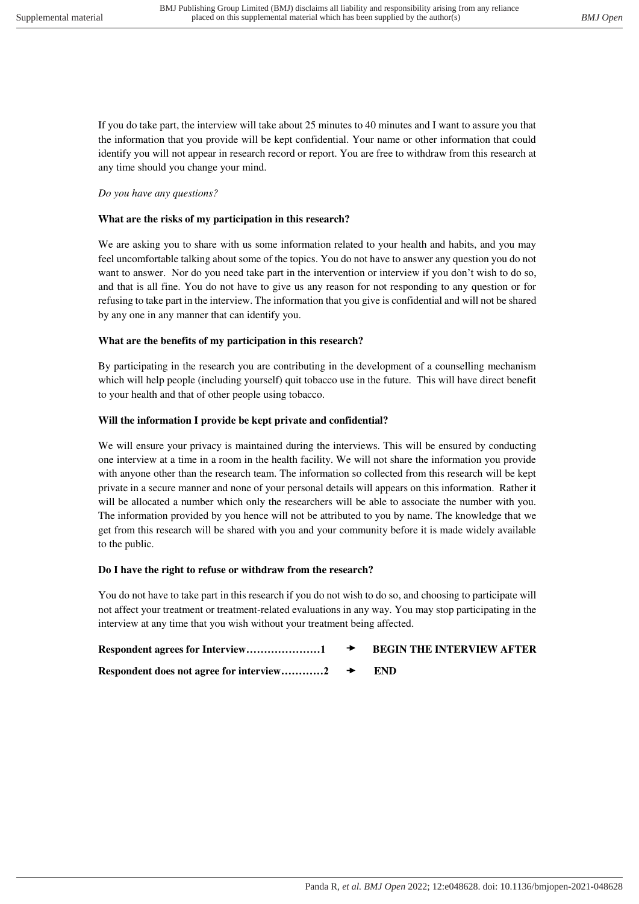If you do take part, the interview will take about 25 minutes to 40 minutes and I want to assure you that the information that you provide will be kept confidential. Your name or other information that could identify you will not appear in research record or report. You are free to withdraw from this research at any time should you change your mind.

*Do you have any questions?*

**What are the risks of my participation in this research?**

We are asking you to share with us some information related to your health and habits, and you may feel uncomfortable talking about some of the topics. You do not have to answer any question you do not want to answer. Nor do you need take part in the intervention or interview if you don't wish to do so, and that is all fine. You do not have to give us any reason for not responding to any question or for refusing to take part in the interview. The information that you give is confidential and will not be shared by any one in any manner that can identify you.

**What are the benefits of my participation in this research?**

By participating in the research you are contributing in the development of a counselling mechanism which will help people (including yourself) quit tobacco use in the future. This will have direct benefit to your health and that of other people using tobacco.

**Will the information I provide be kept private and confidential?**

We will ensure your privacy is maintained during the interviews. This will be ensured by conducting one interview at a time in a room in the health facility. We will not share the information you provide with anyone other than the research team. The information so collected from this research will be kept private in a secure manner and none of your personal details will appears on this information. Rather it will be allocated a number which only the researchers will be able to associate the number with you. The information provided by you hence will not be attributed to you by name. The knowledge that we get from this research will be shared with you and your community before it is made widely available to the public.

**Do I have the right to refuse or withdraw from the research?**

You do not have to take part in this research if you do not wish to do so, and choosing to participate will not affect your treatment or treatment-related evaluations in any way. You may stop participating in the interview at any time that you wish without your treatment being affected.

**Respondent agrees for Interview…………………1 → BEGIN THE INTERVIEW AFTER**

**Respondent does not agree for interview…………2 → END**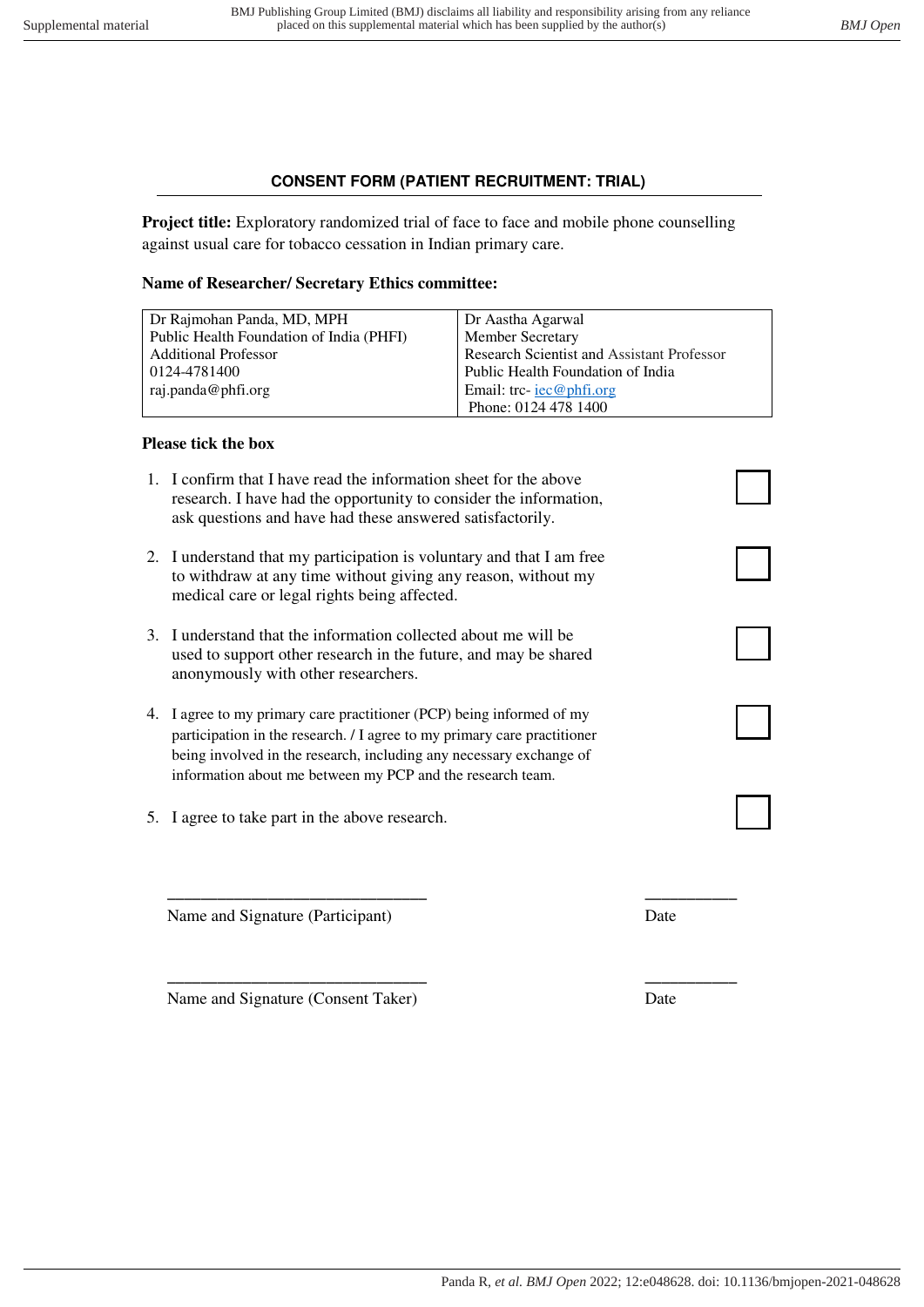## CONSENT FORM (PATIENT RECRUITMENT: TRIAL)

**Project title:** Exploratory randomized trial of face to face and mobile phone counselling against usual care for tobacco cessation in Indian primary care.

**Name of Researcher/ Secretary Ethics committee:**

| | |
|---|---|
| Dr Rajmohan Panda, MD, MPH<br>Public Health Foundation of India (PHFI)<br>Additional Professor<br>0124-4781400<br>raj.panda@phfi.org | Dr Aastha Agarwal<br>Member Secretary<br>Research Scientist and Assistant Professor<br>Public Health Foundation of India<br>Email: trc- iec@phfi.org<br>Phone: 0124 478 1400 |

**Please tick the box**

1. I confirm that I have read the information sheet for the above research. I have had the opportunity to consider the information, ask questions and have had these answered satisfactorily. ☐

2. I understand that my participation is voluntary and that I am free to withdraw at any time without giving any reason, without my medical care or legal rights being affected. ☐

3. I understand that the information collected about me will be used to support other research in the future, and may be shared anonymously with other researchers. ☐

4. I agree to my primary care practitioner (PCP) being informed of my participation in the research. / I agree to my primary care practitioner being involved in the research, including any necessary exchange of information about me between my PCP and the research team. ☐

5. I agree to take part in the above research. ☐

______________________________ ____________

Name and Signature (Participant) Date

______________________________ ____________

Name and Signature (Consent Taker) Date